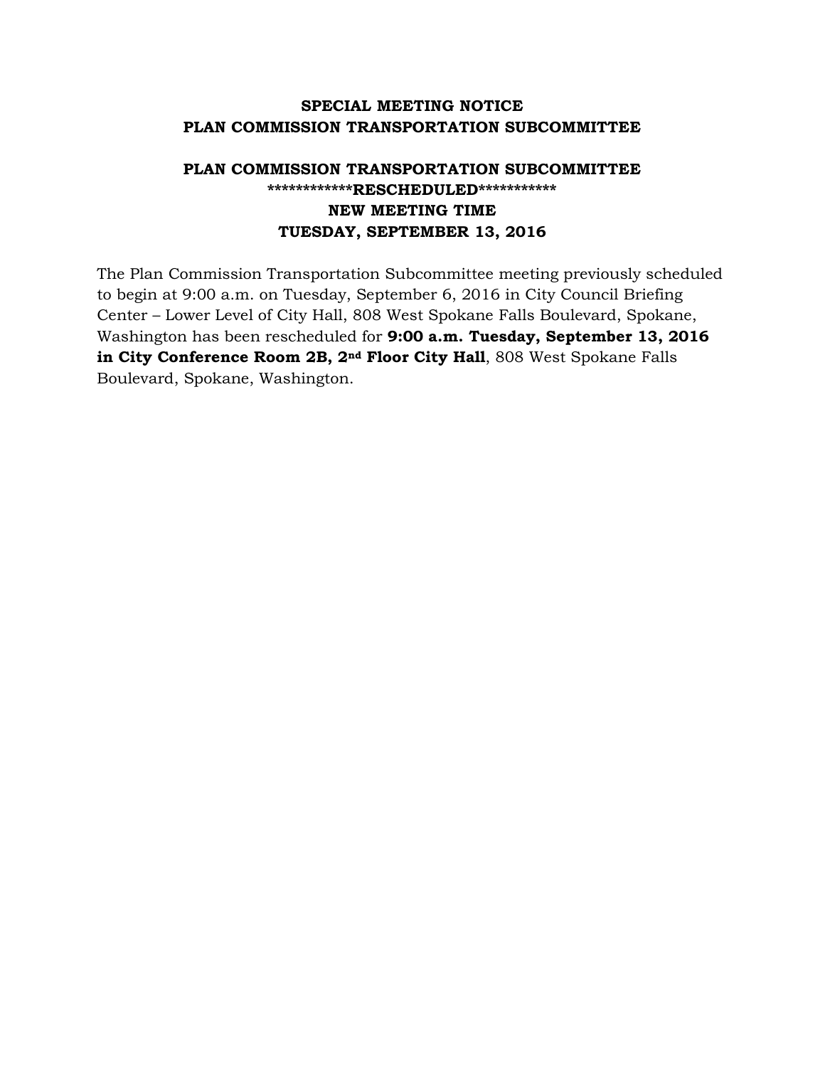**SPECIAL MEETING NOTICE**
**PLAN COMMISSION TRANSPORTATION SUBCOMMITTEE**

**PLAN COMMISSION TRANSPORTATION SUBCOMMITTEE**
**************RESCHEDULED*************
**NEW MEETING TIME**
**TUESDAY, SEPTEMBER 13, 2016**

The Plan Commission Transportation Subcommittee meeting previously scheduled to begin at 9:00 a.m. on Tuesday, September 6, 2016 in City Council Briefing Center – Lower Level of City Hall, 808 West Spokane Falls Boulevard, Spokane, Washington has been rescheduled for **9:00 a.m. Tuesday, September 13, 2016 in City Conference Room 2B, 2nd Floor City Hall**, 808 West Spokane Falls Boulevard, Spokane, Washington.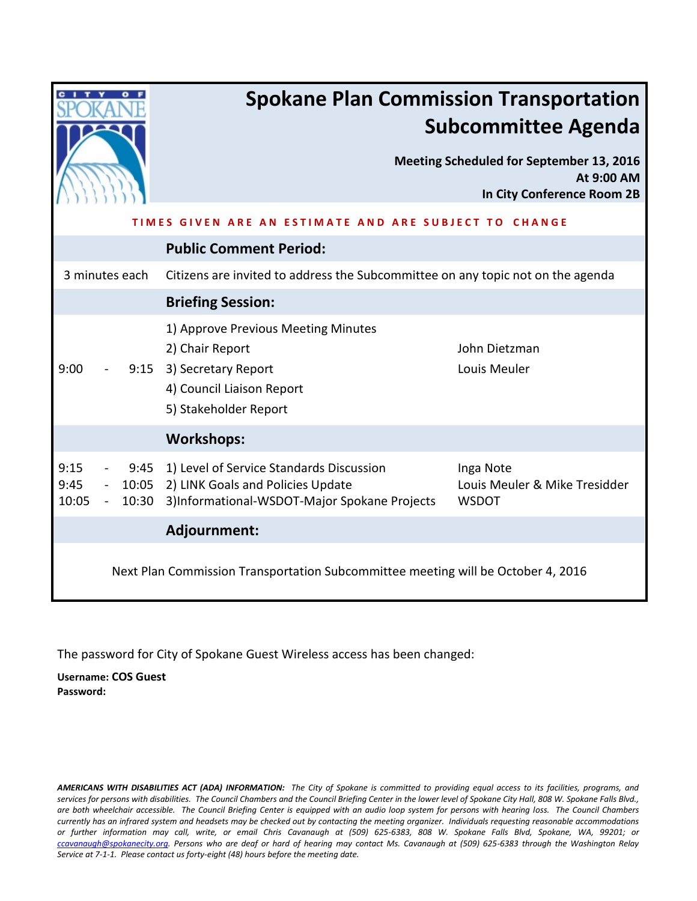# Spokane Plan Commission Transportation Subcommittee Agenda

**Meeting Scheduled for September 13, 2016**
**At 9:00 AM**
**In City Conference Room 2B**

TIMES GIVEN ARE AN ESTIMATE AND ARE SUBJECT TO CHANGE

| | | |
|---|---|---|
| | **Public Comment Period:** | |
| 3 minutes each | Citizens are invited to address the Subcommittee on any topic not on the agenda | |
| | **Briefing Session:** | |
| 9:00 - 9:15 | 1) Approve Previous Meeting Minutes | |
| | 2) Chair Report | John Dietzman |
| | 3) Secretary Report | Louis Meuler |
| | 4) Council Liaison Report | |
| | 5) Stakeholder Report | |
| | **Workshops:** | |
| 9:15 - 9:45 | 1) Level of Service Standards Discussion | Inga Note |
| 9:45 - 10:05 | 2) LINK Goals and Policies Update | Louis Meuler & Mike Tresidder |
| 10:05 - 10:30 | 3)Informational-WSDOT-Major Spokane Projects | WSDOT |
| | **Adjournment:** | |

Next Plan Commission Transportation Subcommittee meeting will be October 4, 2016

The password for City of Spokane Guest Wireless access has been changed:

**Username: COS Guest**
**Password:**

***AMERICANS WITH DISABILITIES ACT (ADA) INFORMATION:*** *The City of Spokane is committed to providing equal access to its facilities, programs, and services for persons with disabilities. The Council Chambers and the Council Briefing Center in the lower level of Spokane City Hall, 808 W. Spokane Falls Blvd., are both wheelchair accessible. The Council Briefing Center is equipped with an audio loop system for persons with hearing loss. The Council Chambers currently has an infrared system and headsets may be checked out by contacting the meeting organizer. Individuals requesting reasonable accommodations or further information may call, write, or email Chris Cavanaugh at (509) 625-6383, 808 W. Spokane Falls Blvd, Spokane, WA, 99201; or ccavanaugh@spokanecity.org. Persons who are deaf or hard of hearing may contact Ms. Cavanaugh at (509) 625-6383 through the Washington Relay Service at 7-1-1. Please contact us forty-eight (48) hours before the meeting date.*